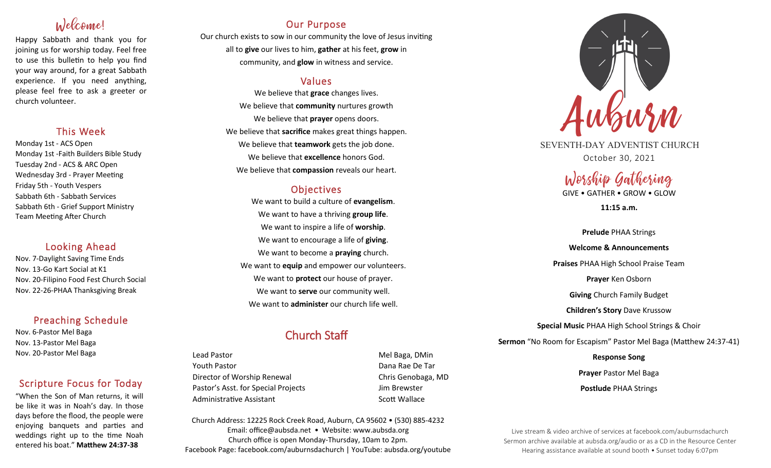## Welcome!

Happy Sabbath and thank you for joining us for worship today. Feel free to use this bulletin to help you find your way around, for a great Sabbath experience. If you need anything, please feel free to ask a greeter or church volunteer.

## This Week

Monday 1st - ACS Open
Monday 1st -Faith Builders Bible Study
Tuesday 2nd - ACS & ARC Open
Wednesday 3rd - Prayer Meeting
Friday 5th - Youth Vespers
Sabbath 6th - Sabbath Services
Sabbath 6th - Grief Support Ministry Team Meeting After Church

## Looking Ahead

Nov. 7-Daylight Saving Time Ends
Nov. 13-Go Kart Social at K1
Nov. 20-Filipino Food Fest Church Social
Nov. 22-26-PHAA Thanksgiving Break

## Preaching Schedule

Nov. 6-Pastor Mel Baga
Nov. 13-Pastor Mel Baga
Nov. 20-Pastor Mel Baga

## Scripture Focus for Today

"When the Son of Man returns, it will be like it was in Noah's day. In those days before the flood, the people were enjoying banquets and parties and weddings right up to the time Noah entered his boat." **Matthew 24:37-38**

## Our Purpose

Our church exists to sow in our community the love of Jesus inviting all to **give** our lives to him, **gather** at his feet, **grow** in community, and **glow** in witness and service.

## Values

We believe that **grace** changes lives.
We believe that **community** nurtures growth
We believe that **prayer** opens doors.
We believe that **sacrifice** makes great things happen.
We believe that **teamwork** gets the job done.
We believe that **excellence** honors God.
We believe that **compassion** reveals our heart.

## Objectives

We want to build a culture of **evangelism**.
We want to have a thriving **group life**.
We want to inspire a life of **worship**.
We want to encourage a life of **giving**.
We want to become a **praying** church.
We want to **equip** and empower our volunteers.
We want to **protect** our house of prayer.
We want to **serve** our community well.
We want to **administer** our church life well.

## Church Staff

| | |
|---|---|
| Lead Pastor | Mel Baga, DMin |
| Youth Pastor | Dana Rae De Tar |
| Director of Worship Renewal | Chris Genobaga, MD |
| Pastor's Asst. for Special Projects | Jim Brewster |
| Administrative Assistant | Scott Wallace |

Church Address: 12225 Rock Creek Road, Auburn, CA 95602 • (530) 885-4232
Email: office@aubsda.net • Website: www.aubsda.org
Church office is open Monday-Thursday, 10am to 2pm.
Facebook Page: facebook.com/auburnsdachurch | YouTube: aubsda.org/youtube

# Auburn

SEVENTH-DAY ADVENTIST CHURCH
October 30, 2021

## Worship Gathering

GIVE • GATHER • GROW • GLOW

**11:15 a.m.**

**Prelude** PHAA Strings

**Welcome & Announcements**

**Praises** PHAA High School Praise Team

**Prayer** Ken Osborn

**Giving** Church Family Budget

**Children's Story** Dave Krussow

**Special Music** PHAA High School Strings & Choir

**Sermon** "No Room for Escapism" Pastor Mel Baga (Matthew 24:37-41)

**Response Song**

**Prayer** Pastor Mel Baga

**Postlude** PHAA Strings

Live stream & video archive of services at facebook.com/auburnsdachurch
Sermon archive available at aubsda.org/audio or as a CD in the Resource Center
Hearing assistance available at sound booth • Sunset today 6:07pm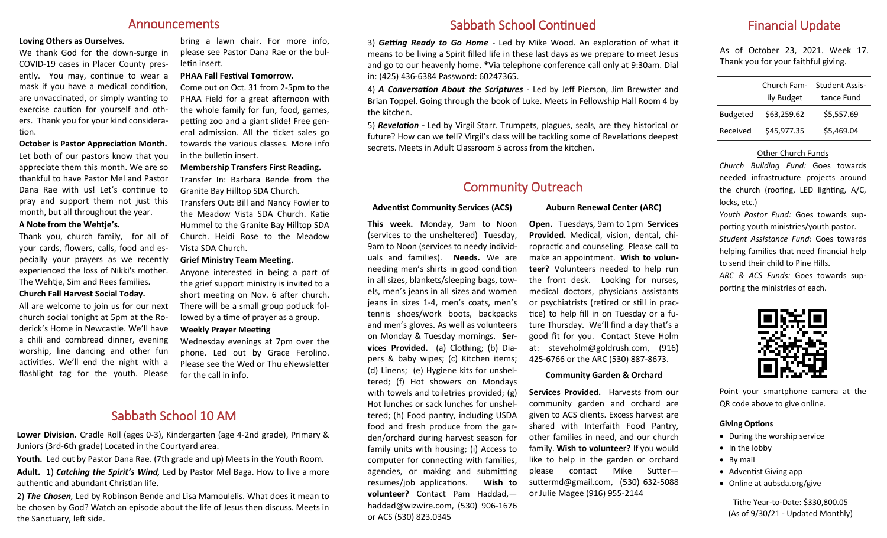## Announcements

**Loving Others as Ourselves.**

We thank God for the down-surge in COVID-19 cases in Placer County presently. You may, continue to wear a mask if you have a medical condition, are unvaccinated, or simply wanting to exercise caution for yourself and others. Thank you for your kind consideration.

**October is Pastor Appreciation Month.**

Let both of our pastors know that you appreciate them this month. We are so thankful to have Pastor Mel and Pastor Dana Rae with us! Let's continue to pray and support them not just this month, but all throughout the year.

**A Note from the Wehtje's.**

Thank you, church family, for all of your cards, flowers, calls, food and especially your prayers as we recently experienced the loss of Nikki's mother. The Wehtje, Sim and Rees families.

**Church Fall Harvest Social Today.**

All are welcome to join us for our next church social tonight at 5pm at the Roderick's Home in Newcastle. We'll have a chili and cornbread dinner, evening worship, line dancing and other fun activities. We'll end the night with a flashlight tag for the youth. Please bring a lawn chair. For more info, please see Pastor Dana Rae or the bulletin insert.

**PHAA Fall Festival Tomorrow.**

Come out on Oct. 31 from 2-5pm to the PHAA Field for a great afternoon with the whole family for fun, food, games, petting zoo and a giant slide! Free general admission. All the ticket sales go towards the various classes. More info in the bulletin insert.

**Membership Transfers First Reading.**

Transfer In: Barbara Bende from the Granite Bay Hilltop SDA Church.

Transfers Out: Bill and Nancy Fowler to the Meadow Vista SDA Church. Katie Hummel to the Granite Bay Hilltop SDA Church. Heidi Rose to the Meadow Vista SDA Church.

**Grief Ministry Team Meeting.**

Anyone interested in being a part of the grief support ministry is invited to a short meeting on Nov. 6 after church. There will be a small group potluck followed by a time of prayer as a group.

**Weekly Prayer Meeting**

Wednesday evenings at 7pm over the phone. Led out by Grace Ferolino. Please see the Wed or Thu eNewsletter for the call in info.

## Sabbath School 10 AM

**Lower Division.** Cradle Roll (ages 0-3), Kindergarten (age 4-2nd grade), Primary & Juniors (3rd-6th grade) Located in the Courtyard area.

**Youth.** Led out by Pastor Dana Rae. (7th grade and up) Meets in the Youth Room.

**Adult.** 1) ***Catching the Spirit's Wind,*** Led by Pastor Mel Baga. How to live a more authentic and abundant Christian life.

2) ***The Chosen,*** Led by Robinson Bende and Lisa Mamoulelis. What does it mean to be chosen by God? Watch an episode about the life of Jesus then discuss. Meets in the Sanctuary, left side.

## Sabbath School Continued

3) ***Getting Ready to Go Home*** - Led by Mike Wood. An exploration of what it means to be living a Spirit filled life in these last days as we prepare to meet Jesus and go to our heavenly home. *Via telephone conference call only at 9:30am. Dial in: (425) 436-6384 Password: 60247365.

4) ***A Conversation About the Scriptures*** - Led by Jeff Pierson, Jim Brewster and Brian Toppel. Going through the book of Luke. Meets in Fellowship Hall Room 4 by the kitchen.

5) ***Revelation -*** Led by Virgil Starr. Trumpets, plagues, seals, are they historical or future? How can we tell? Virgil's class will be tackling some of Revelations deepest secrets. Meets in Adult Classroom 5 across from the kitchen.

## Community Outreach

### Adventist Community Services (ACS)

**This week.** Monday, 9am to Noon (services to the unsheltered) Tuesday, 9am to Noon (services to needy individuals and families). **Needs.** We are needing men's shirts in good condition in all sizes, blankets/sleeping bags, towels, men's jeans in all sizes and women jeans in sizes 1-4, men's coats, men's tennis shoes/work boots, backpacks and men's gloves. As well as volunteers on Monday & Tuesday mornings. **Services Provided.** (a) Clothing; (b) Diapers & baby wipes; (c) Kitchen items; (d) Linens; (e) Hygiene kits for unsheltered; (f) Hot showers on Mondays with towels and toiletries provided; (g) Hot lunches or sack lunches for unsheltered; (h) Food pantry, including USDA food and fresh produce from the garden/orchard during harvest season for family units with housing; (i) Access to computer for connecting with families, agencies, or making and submitting resumes/job applications. **Wish to volunteer?** Contact Pam Haddad,—haddad@wizwire.com, (530) 906-1676 or ACS (530) 823.0345

### Auburn Renewal Center (ARC)

**Open.** Tuesdays, 9am to 1pm **Services Provided.** Medical, vision, dental, chiropractic and counseling. Please call to make an appointment. **Wish to volunteer?** Volunteers needed to help run the front desk. Looking for nurses, medical doctors, physicians assistants or psychiatrists (retired or still in practice) to help fill in on Tuesday or a future Thursday. We'll find a day that's a good fit for you. Contact Steve Holm at: steveholm@goldrush.com, (916) 425-6766 or the ARC (530) 887-8673.

### Community Garden & Orchard

**Services Provided.** Harvests from our community garden and orchard are given to ACS clients. Excess harvest are shared with Interfaith Food Pantry, other families in need, and our church family. **Wish to volunteer?** If you would like to help in the garden or orchard please contact Mike Sutter—suttermd@gmail.com, (530) 632-5088 or Julie Magee (916) 955-2144

## Financial Update

As of October 23, 2021. Week 17. Thank you for your faithful giving.

| | Church Family Budget | Student Assistance Fund |
|---|---|---|
| Budgeted | $63,259.62 | $5,557.69 |
| Received | $45,977.35 | $5,469.04 |

Other Church Funds

*Church Building Fund:* Goes towards needed infrastructure projects around the church (roofing, LED lighting, A/C, locks, etc.)

*Youth Pastor Fund:* Goes towards supporting youth ministries/youth pastor.

*Student Assistance Fund:* Goes towards helping families that need financial help to send their child to Pine Hills.

*ARC & ACS Funds:* Goes towards supporting the ministries of each.

Point your smartphone camera at the QR code above to give online.

**Giving Options**

- During the worship service
- In the lobby
- By mail
- Adventist Giving app
- Online at aubsda.org/give

Tithe Year-to-Date: $330,800.05
(As of 9/30/21 - Updated Monthly)